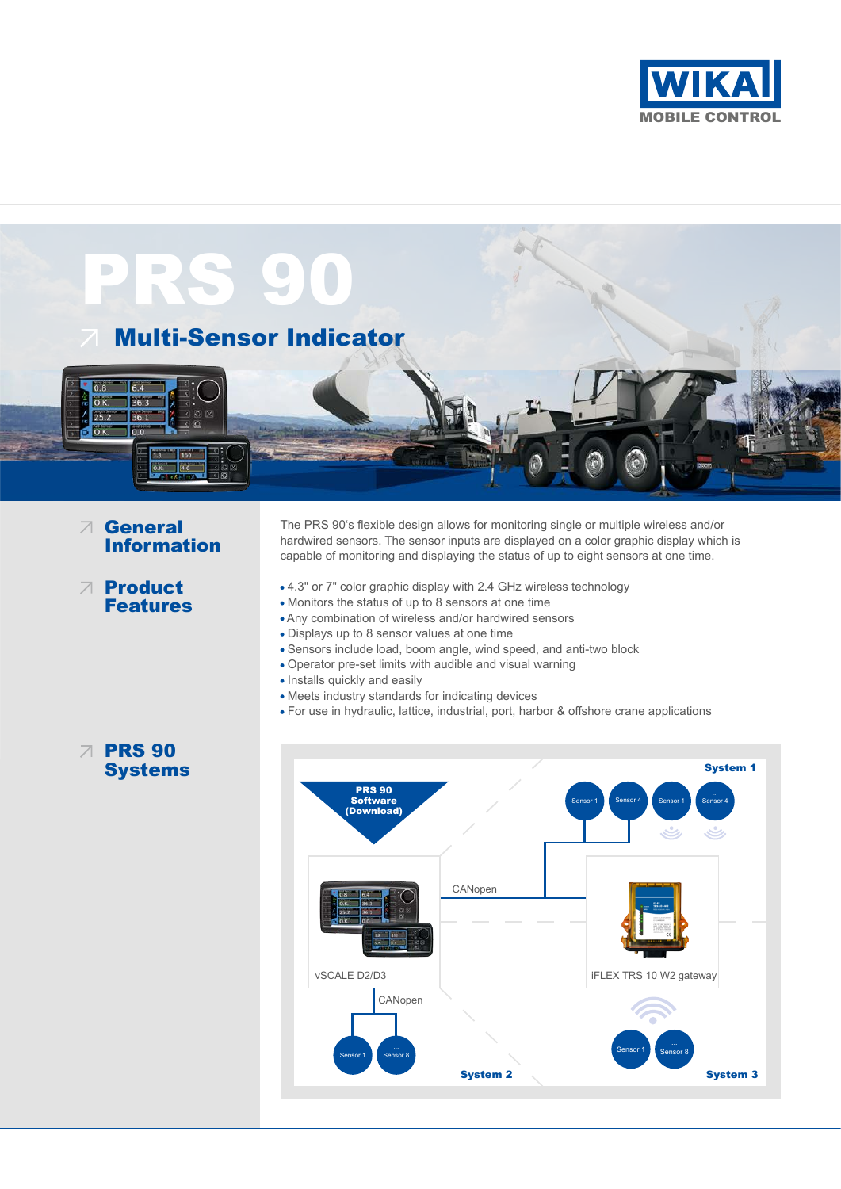WIKA MOBILE CONTROL

# PRS 90

## Multi-Sensor Indicator

### General Information

The PRS 90's flexible design allows for monitoring single or multiple wireless and/or hardwired sensors. The sensor inputs are displayed on a color graphic display which is capable of monitoring and displaying the status of up to eight sensors at one time.

### Product Features

- 4.3" or 7" color graphic display with 2.4 GHz wireless technology
- Monitors the status of up to 8 sensors at one time
- Any combination of wireless and/or hardwired sensors
- Displays up to 8 sensor values at one time
- Sensors include load, boom angle, wind speed, and anti-two block
- Operator pre-set limits with audible and visual warning
- Installs quickly and easily
- Meets industry standards for indicating devices
- For use in hydraulic, lattice, industrial, port, harbor & offshore crane applications

### PRS 90 Systems

PRS 90 Software (Download)

System 1

Sensor 1 ... Sensor 4 Sensor 1 ... Sensor 4

CANopen

vSCALE D2/D3

iFLEX TRS 10 W2 gateway

CANopen

Sensor 1 ... Sensor 8

System 2

Sensor 1 ... Sensor 8

System 3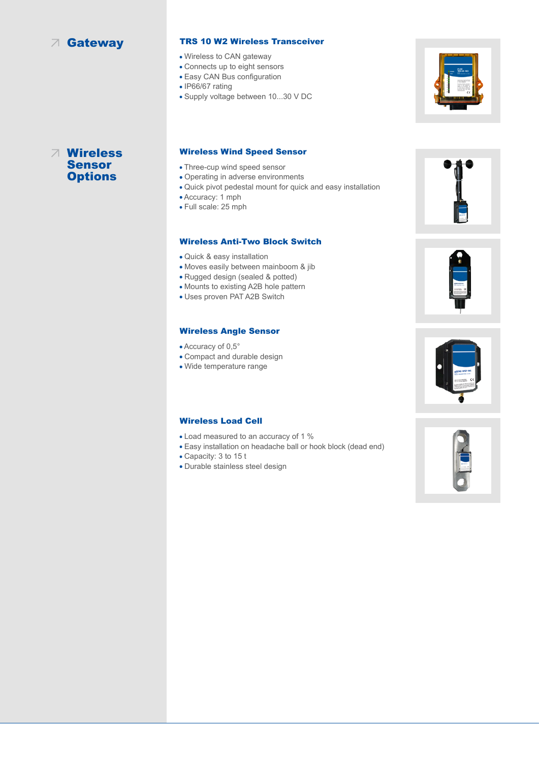## Gateway

### TRS 10 W2 Wireless Transceiver

- Wireless to CAN gateway
- Connects up to eight sensors
- Easy CAN Bus configuration
- IP66/67 rating
- Supply voltage between 10...30 V DC

## Wireless Sensor Options

### Wireless Wind Speed Sensor

- Three-cup wind speed sensor
- Operating in adverse environments
- Quick pivot pedestal mount for quick and easy installation
- Accuracy: 1 mph
- Full scale: 25 mph

### Wireless Anti-Two Block Switch

- Quick & easy installation
- Moves easily between mainboom & jib
- Rugged design (sealed & potted)
- Mounts to existing A2B hole pattern
- Uses proven PAT A2B Switch

### Wireless Angle Sensor

- Accuracy of 0,5°
- Compact and durable design
- Wide temperature range

### Wireless Load Cell

- Load measured to an accuracy of 1 %
- Easy installation on headache ball or hook block (dead end)
- Capacity: 3 to 15 t
- Durable stainless steel design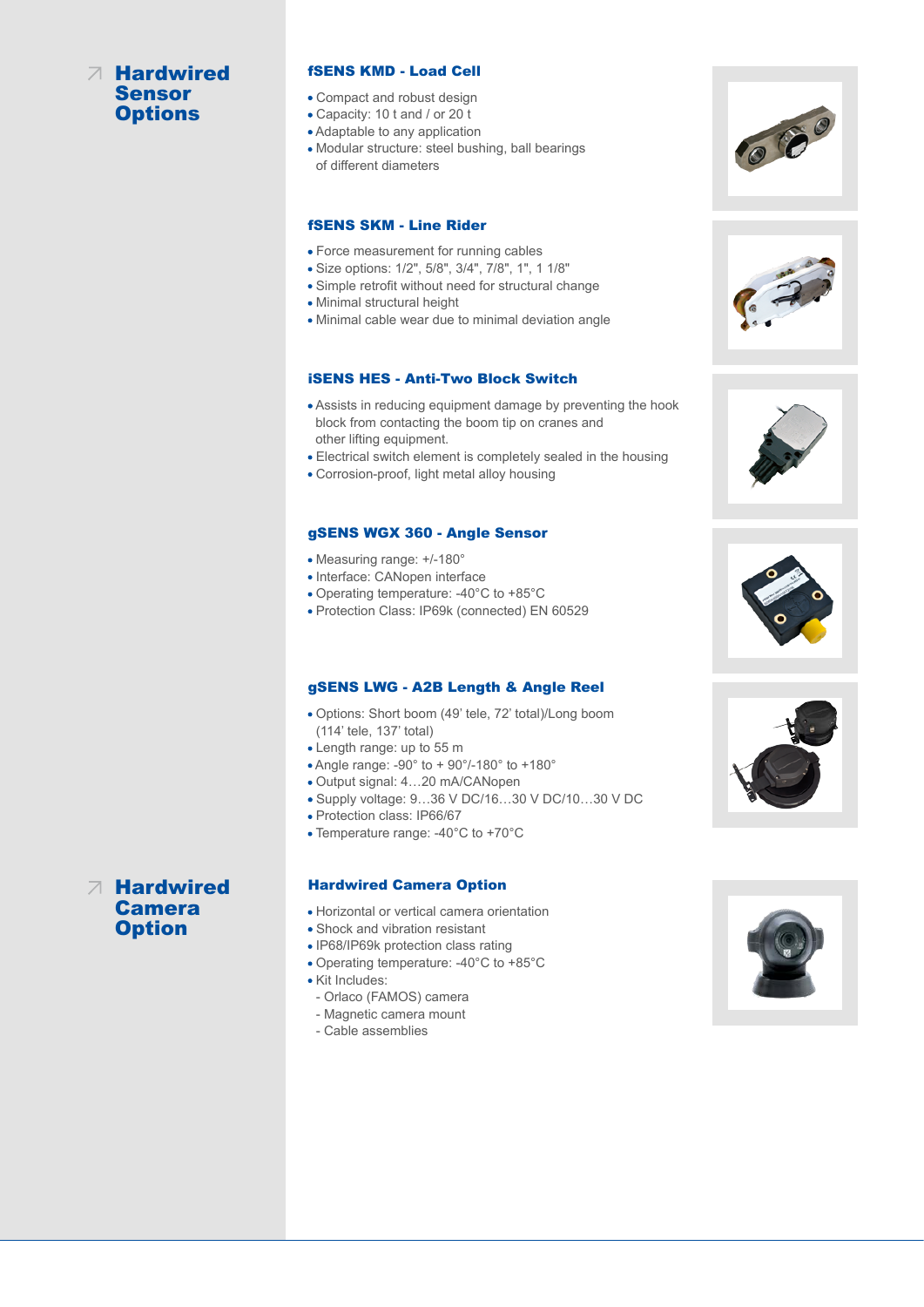# Hardwired Sensor Options

### fSENS KMD - Load Cell

- Compact and robust design
- Capacity: 10 t and / or 20 t
- Adaptable to any application
- Modular structure: steel bushing, ball bearings of different diameters

### fSENS SKM - Line Rider

- Force measurement for running cables
- Size options: 1/2", 5/8", 3/4", 7/8", 1", 1 1/8"
- Simple retrofit without need for structural change
- Minimal structural height
- Minimal cable wear due to minimal deviation angle

### iSENS HES - Anti-Two Block Switch

- Assists in reducing equipment damage by preventing the hook block from contacting the boom tip on cranes and other lifting equipment.
- Electrical switch element is completely sealed in the housing
- Corrosion-proof, light metal alloy housing

### gSENS WGX 360 - Angle Sensor

- Measuring range: +/-180°
- Interface: CANopen interface
- Operating temperature: -40°C to +85°C
- Protection Class: IP69k (connected) EN 60529

### gSENS LWG - A2B Length & Angle Reel

- Options: Short boom (49' tele, 72' total)/Long boom (114' tele, 137' total)
- Length range: up to 55 m
- Angle range: -90° to + 90°/-180° to +180°
- Output signal: 4…20 mA/CANopen
- Supply voltage: 9…36 V DC/16…30 V DC/10…30 V DC
- Protection class: IP66/67
- Temperature range: -40°C to +70°C

# Hardwired Camera Option

### Hardwired Camera Option

- Horizontal or vertical camera orientation
- Shock and vibration resistant
- IP68/IP69k protection class rating
- Operating temperature: -40°C to +85°C
- Kit Includes:
  - Orlaco (FAMOS) camera
  - Magnetic camera mount
  - Cable assemblies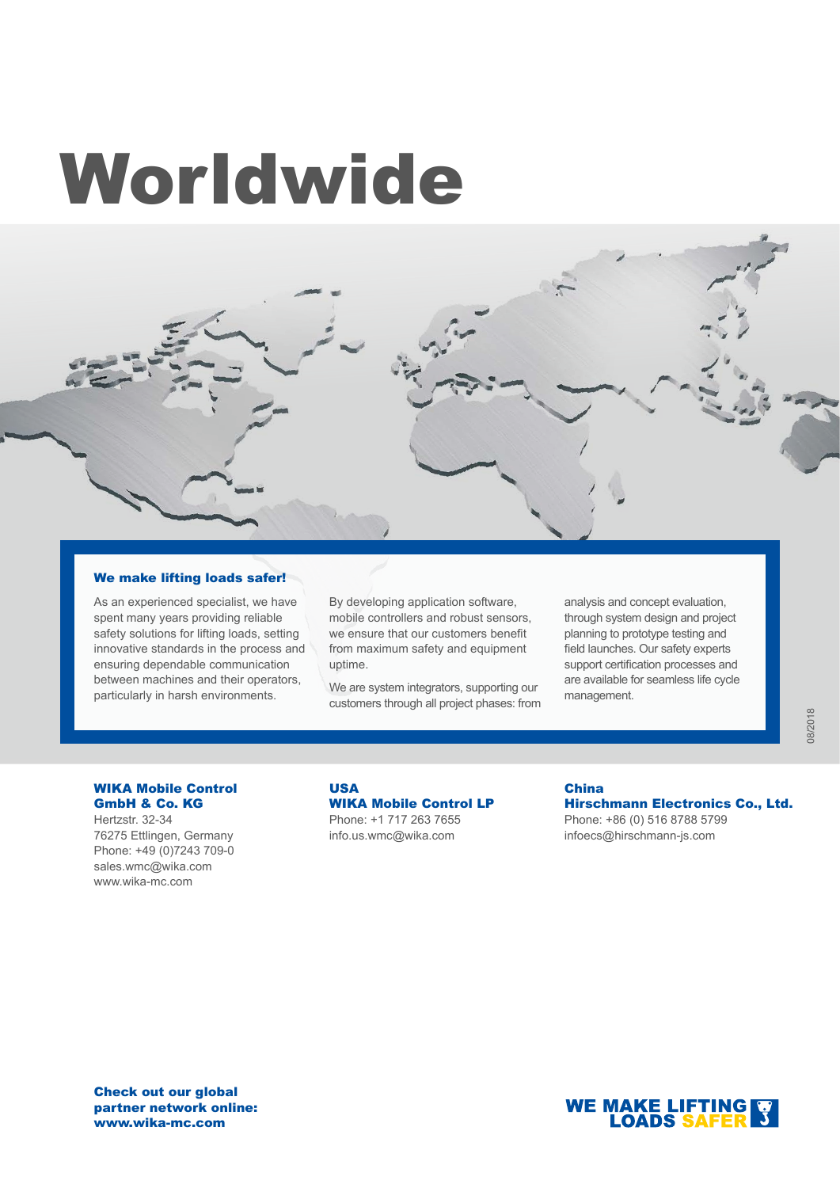# Worldwide

### We make lifting loads safer!

As an experienced specialist, we have spent many years providing reliable safety solutions for lifting loads, setting innovative standards in the process and ensuring dependable communication between machines and their operators, particularly in harsh environments.

By developing application software, mobile controllers and robust sensors, we ensure that our customers benefit from maximum safety and equipment uptime.

We are system integrators, supporting our customers through all project phases: from analysis and concept evaluation, through system design and project planning to prototype testing and field launches. Our safety experts support certification processes and are available for seamless life cycle management.

08/2018

**WIKA Mobile Control GmbH & Co. KG**
Hertzstr. 32-34
76275 Ettlingen, Germany
Phone: +49 (0)7243 709-0
sales.wmc@wika.com
www.wika-mc.com

**USA**
**WIKA Mobile Control LP**
Phone: +1 717 263 7655
info.us.wmc@wika.com

**China**
**Hirschmann Electronics Co., Ltd.**
Phone: +86 (0) 516 8788 5799
infoecs@hirschmann-js.com

**Check out our global partner network online: www.wika-mc.com**

WE MAKE LIFTING LOADS SAFER